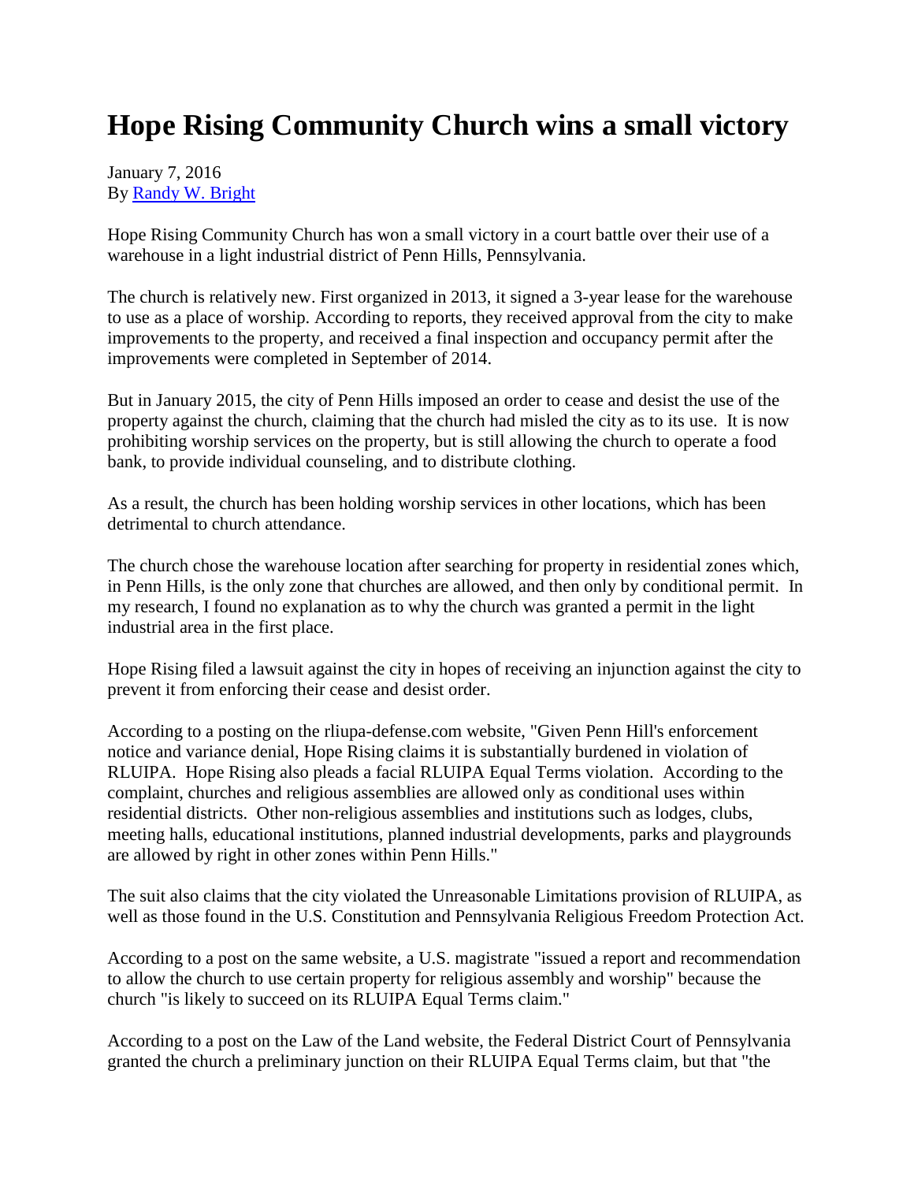# Hope Rising Community Church wins a small victory

January 7, 2016
By [Randy W. Bright]

Hope Rising Community Church has won a small victory in a court battle over their use of a warehouse in a light industrial district of Penn Hills, Pennsylvania.

The church is relatively new. First organized in 2013, it signed a 3-year lease for the warehouse to use as a place of worship. According to reports, they received approval from the city to make improvements to the property, and received a final inspection and occupancy permit after the improvements were completed in September of 2014.

But in January 2015, the city of Penn Hills imposed an order to cease and desist the use of the property against the church, claiming that the church had misled the city as to its use. It is now prohibiting worship services on the property, but is still allowing the church to operate a food bank, to provide individual counseling, and to distribute clothing.

As a result, the church has been holding worship services in other locations, which has been detrimental to church attendance.

The church chose the warehouse location after searching for property in residential zones which, in Penn Hills, is the only zone that churches are allowed, and then only by conditional permit. In my research, I found no explanation as to why the church was granted a permit in the light industrial area in the first place.

Hope Rising filed a lawsuit against the city in hopes of receiving an injunction against the city to prevent it from enforcing their cease and desist order.

According to a posting on the rliupa-defense.com website, "Given Penn Hill's enforcement notice and variance denial, Hope Rising claims it is substantially burdened in violation of RLUIPA. Hope Rising also pleads a facial RLUIPA Equal Terms violation. According to the complaint, churches and religious assemblies are allowed only as conditional uses within residential districts. Other non-religious assemblies and institutions such as lodges, clubs, meeting halls, educational institutions, planned industrial developments, parks and playgrounds are allowed by right in other zones within Penn Hills."

The suit also claims that the city violated the Unreasonable Limitations provision of RLUIPA, as well as those found in the U.S. Constitution and Pennsylvania Religious Freedom Protection Act.

According to a post on the same website, a U.S. magistrate "issued a report and recommendation to allow the church to use certain property for religious assembly and worship" because the church "is likely to succeed on its RLUIPA Equal Terms claim."

According to a post on the Law of the Land website, the Federal District Court of Pennsylvania granted the church a preliminary junction on their RLUIPA Equal Terms claim, but that "the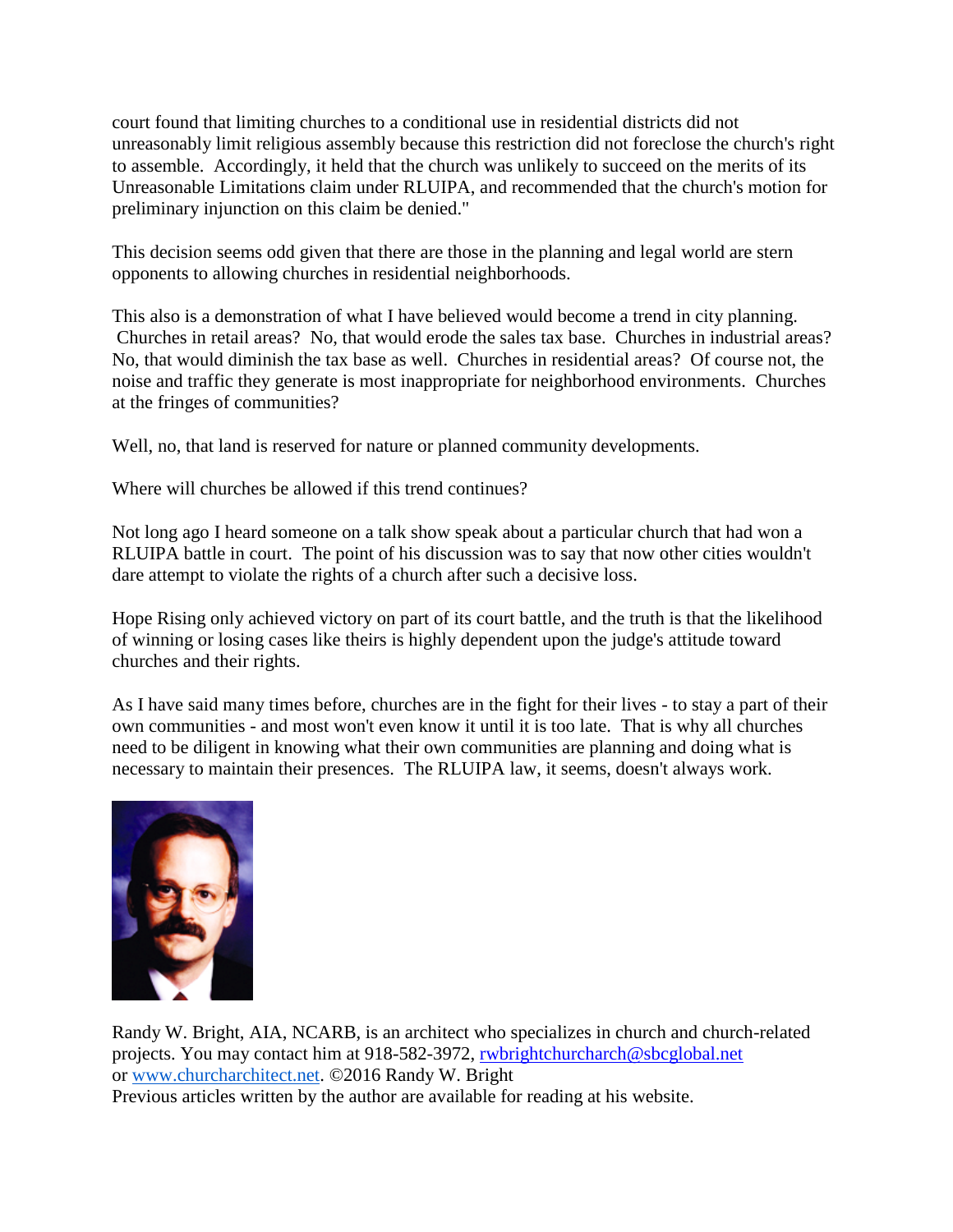court found that limiting churches to a conditional use in residential districts did not unreasonably limit religious assembly because this restriction did not foreclose the church's right to assemble. Accordingly, it held that the church was unlikely to succeed on the merits of its Unreasonable Limitations claim under RLUIPA, and recommended that the church's motion for preliminary injunction on this claim be denied."

This decision seems odd given that there are those in the planning and legal world are stern opponents to allowing churches in residential neighborhoods.

This also is a demonstration of what I have believed would become a trend in city planning. Churches in retail areas? No, that would erode the sales tax base. Churches in industrial areas? No, that would diminish the tax base as well. Churches in residential areas? Of course not, the noise and traffic they generate is most inappropriate for neighborhood environments. Churches at the fringes of communities?

Well, no, that land is reserved for nature or planned community developments.

Where will churches be allowed if this trend continues?

Not long ago I heard someone on a talk show speak about a particular church that had won a RLUIPA battle in court. The point of his discussion was to say that now other cities wouldn't dare attempt to violate the rights of a church after such a decisive loss.

Hope Rising only achieved victory on part of its court battle, and the truth is that the likelihood of winning or losing cases like theirs is highly dependent upon the judge's attitude toward churches and their rights.

As I have said many times before, churches are in the fight for their lives - to stay a part of their own communities - and most won't even know it until it is too late. That is why all churches need to be diligent in knowing what their own communities are planning and doing what is necessary to maintain their presences. The RLUIPA law, it seems, doesn't always work.

Randy W. Bright, AIA, NCARB, is an architect who specializes in church and church-related projects. You may contact him at 918-582-3972, rwbrightchurcharch@sbcglobal.net or www.churcharchitect.net. ©2016 Randy W. Bright
Previous articles written by the author are available for reading at his website.